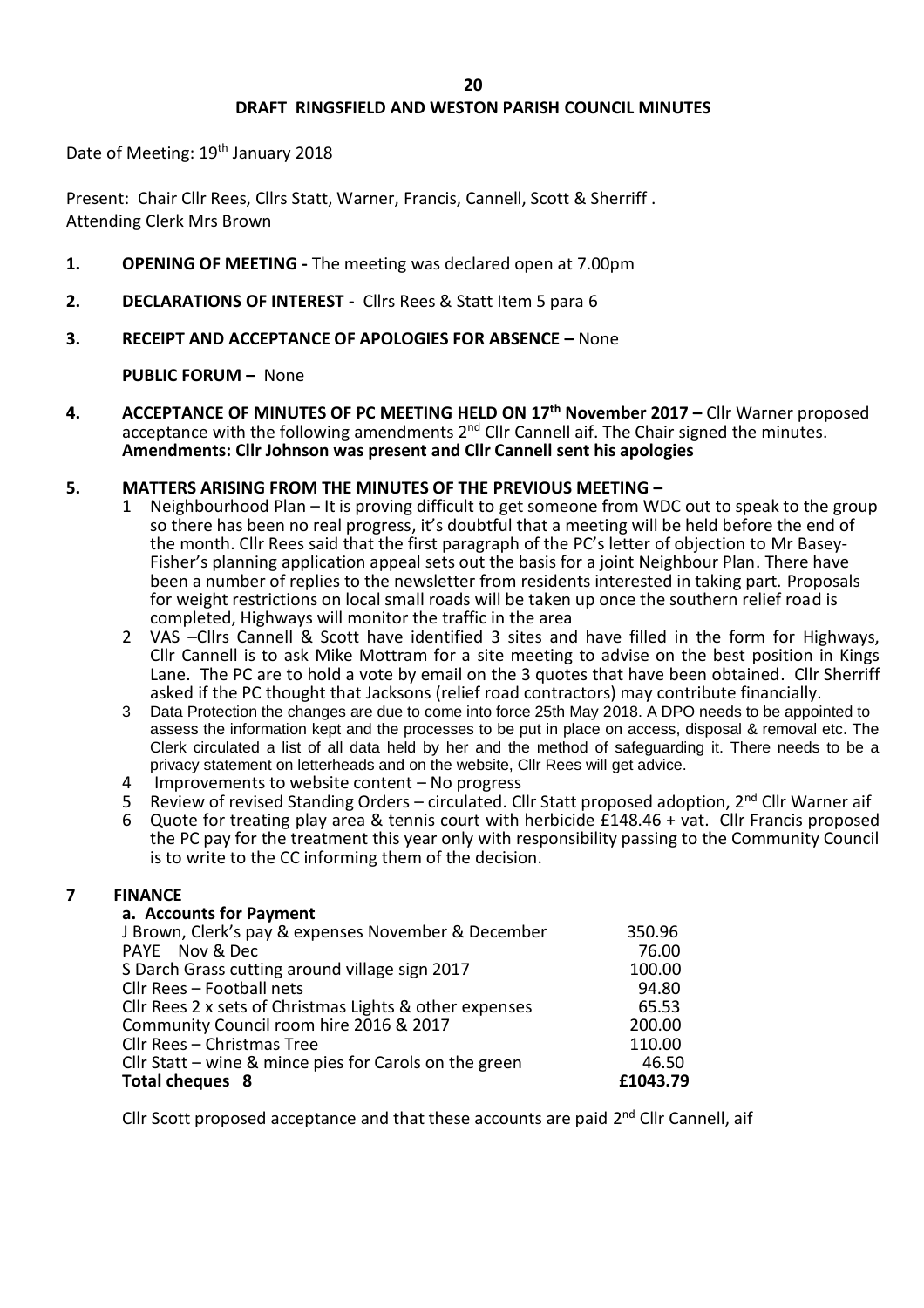# DRAFT RINGSFIELD AND WESTON PARISH COUNCIL MINUTES

Date of Meeting: 19th January 2018

Present: Chair Cllr Rees, Cllrs Statt, Warner, Francis, Cannell, Scott & Sherriff .
Attending Clerk Mrs Brown

**1. OPENING OF MEETING -** The meeting was declared open at 7.00pm

**2. DECLARATIONS OF INTEREST -** Cllrs Rees & Statt Item 5 para 6

**3. RECEIPT AND ACCEPTANCE OF APOLOGIES FOR ABSENCE –** None

**PUBLIC FORUM –** None

**4. ACCEPTANCE OF MINUTES OF PC MEETING HELD ON 17th November 2017 –** Cllr Warner proposed acceptance with the following amendments 2nd Cllr Cannell aif. The Chair signed the minutes.
**Amendments: Cllr Johnson was present and Cllr Cannell sent his apologies**

**5. MATTERS ARISING FROM THE MINUTES OF THE PREVIOUS MEETING –**

1. Neighbourhood Plan – It is proving difficult to get someone from WDC out to speak to the group so there has been no real progress, it's doubtful that a meeting will be held before the end of the month. Cllr Rees said that the first paragraph of the PC's letter of objection to Mr Basey-Fisher's planning application appeal sets out the basis for a joint Neighbour Plan. There have been a number of replies to the newsletter from residents interested in taking part. Proposals for weight restrictions on local small roads will be taken up once the southern relief road is completed, Highways will monitor the traffic in the area
2. VAS –Cllrs Cannell & Scott have identified 3 sites and have filled in the form for Highways, Cllr Cannell is to ask Mike Mottram for a site meeting to advise on the best position in Kings Lane. The PC are to hold a vote by email on the 3 quotes that have been obtained. Cllr Sherriff asked if the PC thought that Jacksons (relief road contractors) may contribute financially.
3. Data Protection the changes are due to come into force 25th May 2018. A DPO needs to be appointed to assess the information kept and the processes to be put in place on access, disposal & removal etc. The Clerk circulated a list of all data held by her and the method of safeguarding it. There needs to be a privacy statement on letterheads and on the website, Cllr Rees will get advice.
4. Improvements to website content – No progress
5. Review of revised Standing Orders – circulated. Cllr Statt proposed adoption, 2nd Cllr Warner aif
6. Quote for treating play area & tennis court with herbicide £148.46 + vat. Cllr Francis proposed the PC pay for the treatment this year only with responsibility passing to the Community Council is to write to the CC informing them of the decision.

**7 FINANCE**

**a. Accounts for Payment**

| | |
|---|---|
| J Brown, Clerk's pay & expenses November & December | 350.96 |
| PAYE Nov & Dec | 76.00 |
| S Darch Grass cutting around village sign 2017 | 100.00 |
| Cllr Rees – Football nets | 94.80 |
| Cllr Rees 2 x sets of Christmas Lights & other expenses | 65.53 |
| Community Council room hire 2016 & 2017 | 200.00 |
| Cllr Rees – Christmas Tree | 110.00 |
| Cllr Statt – wine & mince pies for Carols on the green | 46.50 |
| **Total cheques 8** | **£1043.79** |

Cllr Scott proposed acceptance and that these accounts are paid 2nd Cllr Cannell, aif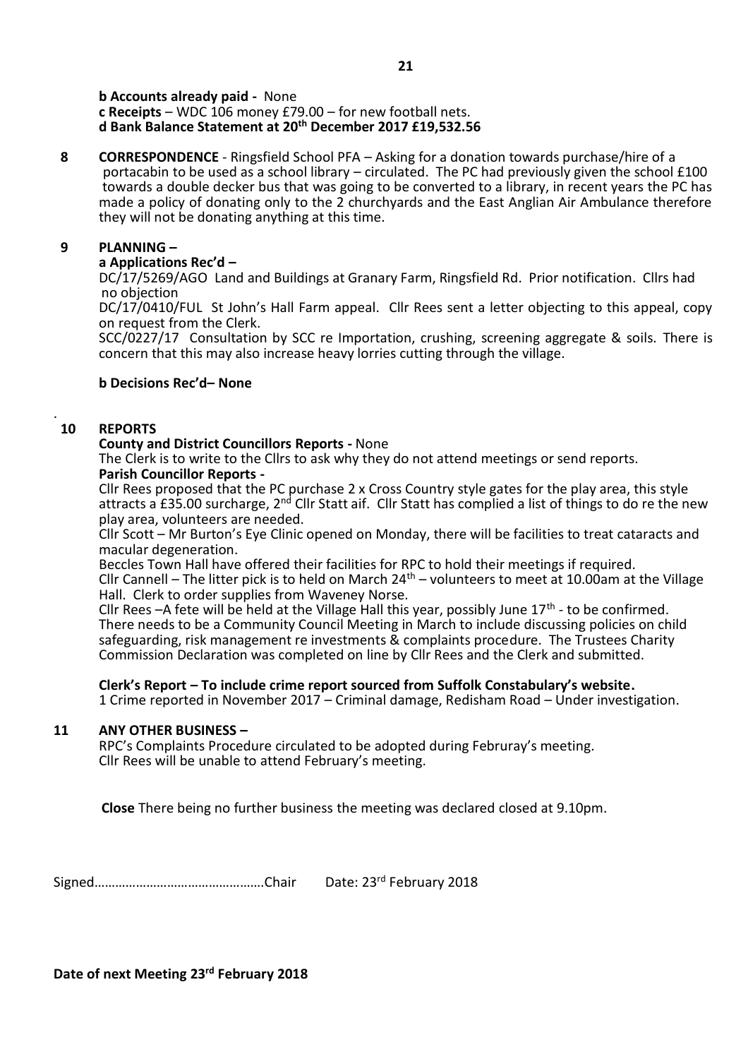**b Accounts already paid -** None
**c Receipts** – WDC 106 money £79.00 – for new football nets.
**d Bank Balance Statement at 20th December 2017 £19,532.56**

**8 CORRESPONDENCE** - Ringsfield School PFA – Asking for a donation towards purchase/hire of a portacabin to be used as a school library – circulated. The PC had previously given the school £100 towards a double decker bus that was going to be converted to a library, in recent years the PC has made a policy of donating only to the 2 churchyards and the East Anglian Air Ambulance therefore they will not be donating anything at this time.

**9 PLANNING –**

**a Applications Rec'd –**

DC/17/5269/AGO Land and Buildings at Granary Farm, Ringsfield Rd. Prior notification. Cllrs had no objection

DC/17/0410/FUL St John's Hall Farm appeal. Cllr Rees sent a letter objecting to this appeal, copy on request from the Clerk.

SCC/0227/17 Consultation by SCC re Importation, crushing, screening aggregate & soils. There is concern that this may also increase heavy lorries cutting through the village.

**b Decisions Rec'd– None**

**10 REPORTS**

**County and District Councillors Reports -** None

The Clerk is to write to the Cllrs to ask why they do not attend meetings or send reports.

**Parish Councillor Reports -**

Cllr Rees proposed that the PC purchase 2 x Cross Country style gates for the play area, this style attracts a £35.00 surcharge, 2nd Cllr Statt aif. Cllr Statt has complied a list of things to do re the new play area, volunteers are needed.

Cllr Scott – Mr Burton's Eye Clinic opened on Monday, there will be facilities to treat cataracts and macular degeneration.

Beccles Town Hall have offered their facilities for RPC to hold their meetings if required.

Cllr Cannell – The litter pick is to held on March 24th – volunteers to meet at 10.00am at the Village Hall. Clerk to order supplies from Waveney Norse.

Cllr Rees –A fete will be held at the Village Hall this year, possibly June 17th - to be confirmed. There needs to be a Community Council Meeting in March to include discussing policies on child safeguarding, risk management re investments & complaints procedure. The Trustees Charity Commission Declaration was completed on line by Cllr Rees and the Clerk and submitted.

**Clerk's Report – To include crime report sourced from Suffolk Constabulary's website.**

1 Crime reported in November 2017 – Criminal damage, Redisham Road – Under investigation.

**11 ANY OTHER BUSINESS –**

RPC's Complaints Procedure circulated to be adopted during Februray's meeting.
Cllr Rees will be unable to attend February's meeting.

**Close** There being no further business the meeting was declared closed at 9.10pm.

Signed…………………………………………Chair Date: 23rd February 2018

**Date of next Meeting 23rd February 2018**